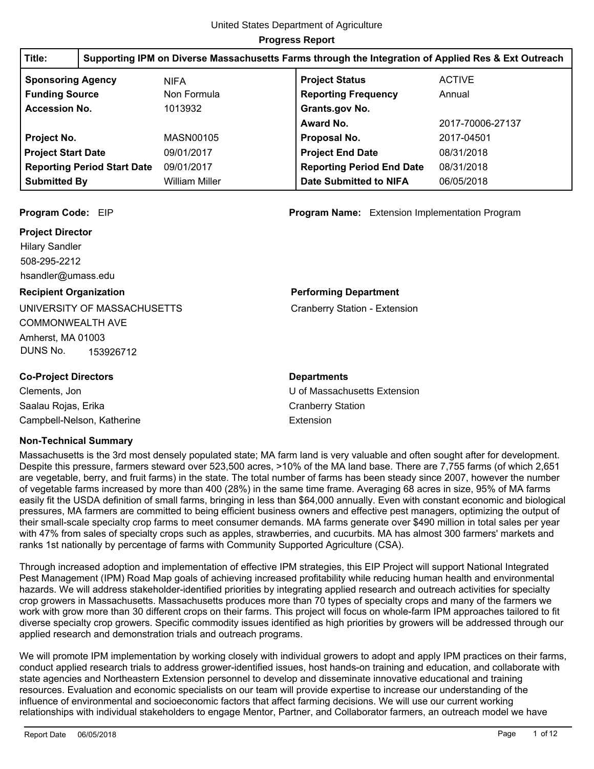United States Department of Agriculture

**Progress Report**

| **Title:** | **Supporting IPM on Diverse Massachusetts Farms through the Integration of Applied Res & Ext Outreach** | | |
|---|---|---|---|
| **Sponsoring Agency** | NIFA | **Project Status** | ACTIVE |
| **Funding Source** | Non Formula | **Reporting Frequency** | Annual |
| **Accession No.** | 1013932 | **Grants.gov No.** | |
| | | **Award No.** | 2017-70006-27137 |
| **Project No.** | MASN00105 | **Proposal No.** | 2017-04501 |
| **Project Start Date** | 09/01/2017 | **Project End Date** | 08/31/2018 |
| **Reporting Period Start Date** | 09/01/2017 | **Reporting Period End Date** | 08/31/2018 |
| **Submitted By** | William Miller | **Date Submitted to NIFA** | 06/05/2018 |

**Program Code:** EIP

**Program Name:** Extension Implementation Program

**Project Director**

Hilary Sandler
508-295-2212
hsandler@umass.edu

**Recipient Organization**

UNIVERSITY OF MASSACHUSETTS
COMMONWEALTH AVE
Amherst, MA 01003
DUNS No. 153926712

**Performing Department**

Cranberry Station - Extension

| **Co-Project Directors** | **Departments** |
|---|---|
| Clements, Jon | U of Massachusetts Extension |
| Saalau Rojas, Erika | Cranberry Station |
| Campbell-Nelson, Katherine | Extension |

**Non-Technical Summary**

Massachusetts is the 3rd most densely populated state; MA farm land is very valuable and often sought after for development. Despite this pressure, farmers steward over 523,500 acres, >10% of the MA land base. There are 7,755 farms (of which 2,651 are vegetable, berry, and fruit farms) in the state. The total number of farms has been steady since 2007, however the number of vegetable farms increased by more than 400 (28%) in the same time frame. Averaging 68 acres in size, 95% of MA farms easily fit the USDA definition of small farms, bringing in less than $64,000 annually. Even with constant economic and biological pressures, MA farmers are committed to being efficient business owners and effective pest managers, optimizing the output of their small-scale specialty crop farms to meet consumer demands. MA farms generate over $490 million in total sales per year with 47% from sales of specialty crops such as apples, strawberries, and cucurbits. MA has almost 300 farmers' markets and ranks 1st nationally by percentage of farms with Community Supported Agriculture (CSA).

Through increased adoption and implementation of effective IPM strategies, this EIP Project will support National Integrated Pest Management (IPM) Road Map goals of achieving increased profitability while reducing human health and environmental hazards. We will address stakeholder-identified priorities by integrating applied research and outreach activities for specialty crop growers in Massachusetts. Massachusetts produces more than 70 types of specialty crops and many of the farmers we work with grow more than 30 different crops on their farms. This project will focus on whole-farm IPM approaches tailored to fit diverse specialty crop growers. Specific commodity issues identified as high priorities by growers will be addressed through our applied research and demonstration trials and outreach programs.

We will promote IPM implementation by working closely with individual growers to adopt and apply IPM practices on their farms, conduct applied research trials to address grower-identified issues, host hands-on training and education, and collaborate with state agencies and Northeastern Extension personnel to develop and disseminate innovative educational and training resources. Evaluation and economic specialists on our team will provide expertise to increase our understanding of the influence of environmental and socioeconomic factors that affect farming decisions. We will use our current working relationships with individual stakeholders to engage Mentor, Partner, and Collaborator farmers, an outreach model we have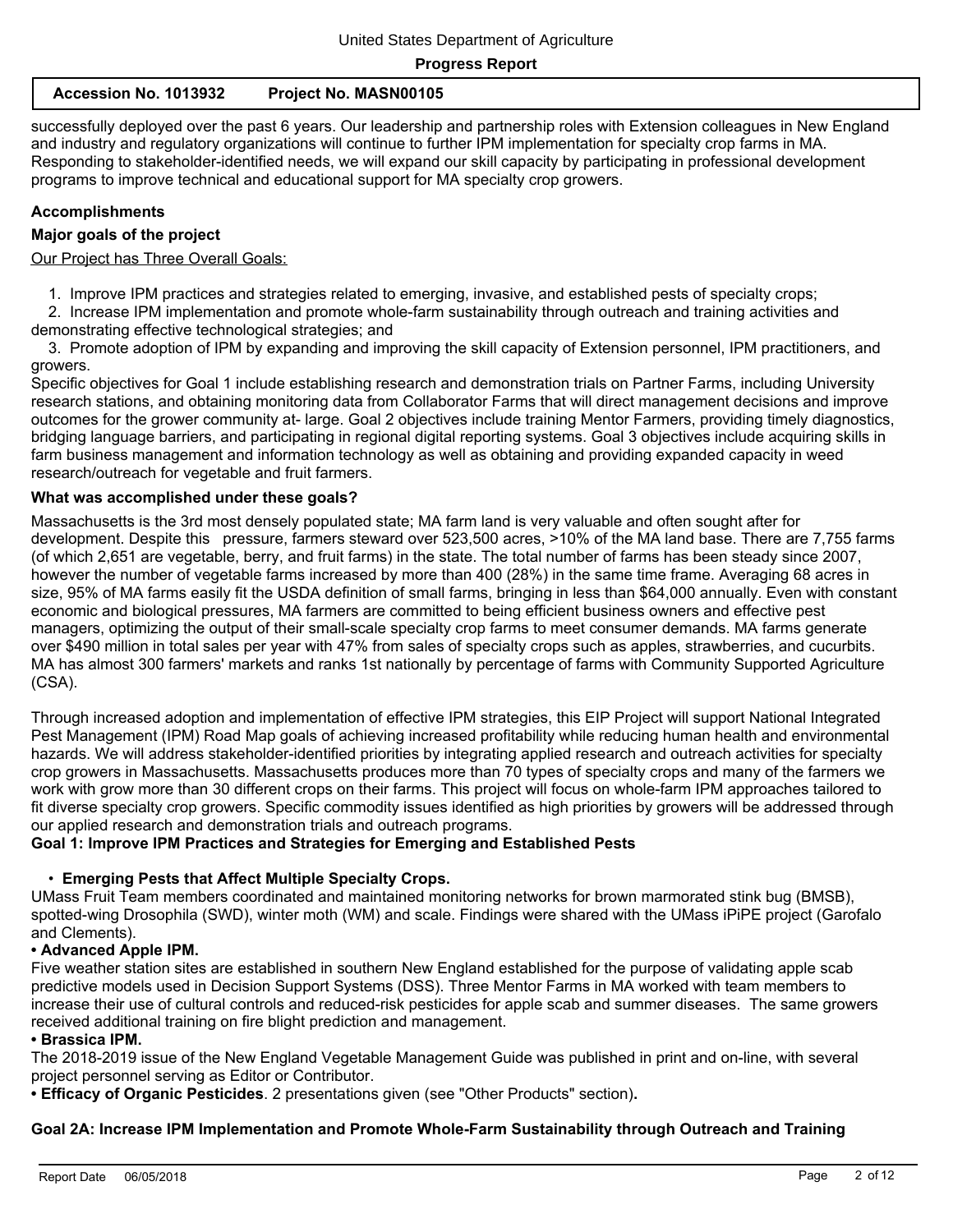successfully deployed over the past 6 years. Our leadership and partnership roles with Extension colleagues in New England and industry and regulatory organizations will continue to further IPM implementation for specialty crop farms in MA. Responding to stakeholder-identified needs, we will expand our skill capacity by participating in professional development programs to improve technical and educational support for MA specialty crop growers.

## Accomplishments

### Major goals of the project

Our Project has Three Overall Goals:

1. Improve IPM practices and strategies related to emerging, invasive, and established pests of specialty crops;
2. Increase IPM implementation and promote whole-farm sustainability through outreach and training activities and demonstrating effective technological strategies; and
3. Promote adoption of IPM by expanding and improving the skill capacity of Extension personnel, IPM practitioners, and growers.

Specific objectives for Goal 1 include establishing research and demonstration trials on Partner Farms, including University research stations, and obtaining monitoring data from Collaborator Farms that will direct management decisions and improve outcomes for the grower community at- large. Goal 2 objectives include training Mentor Farmers, providing timely diagnostics, bridging language barriers, and participating in regional digital reporting systems. Goal 3 objectives include acquiring skills in farm business management and information technology as well as obtaining and providing expanded capacity in weed research/outreach for vegetable and fruit farmers.

### What was accomplished under these goals?

Massachusetts is the 3rd most densely populated state; MA farm land is very valuable and often sought after for development. Despite this pressure, farmers steward over 523,500 acres, >10% of the MA land base. There are 7,755 farms (of which 2,651 are vegetable, berry, and fruit farms) in the state. The total number of farms has been steady since 2007, however the number of vegetable farms increased by more than 400 (28%) in the same time frame. Averaging 68 acres in size, 95% of MA farms easily fit the USDA definition of small farms, bringing in less than $64,000 annually. Even with constant economic and biological pressures, MA farmers are committed to being efficient business owners and effective pest managers, optimizing the output of their small-scale specialty crop farms to meet consumer demands. MA farms generate over $490 million in total sales per year with 47% from sales of specialty crops such as apples, strawberries, and cucurbits. MA has almost 300 farmers' markets and ranks 1st nationally by percentage of farms with Community Supported Agriculture (CSA).

Through increased adoption and implementation of effective IPM strategies, this EIP Project will support National Integrated Pest Management (IPM) Road Map goals of achieving increased profitability while reducing human health and environmental hazards. We will address stakeholder-identified priorities by integrating applied research and outreach activities for specialty crop growers in Massachusetts. Massachusetts produces more than 70 types of specialty crops and many of the farmers we work with grow more than 30 different crops on their farms. This project will focus on whole-farm IPM approaches tailored to fit diverse specialty crop growers. Specific commodity issues identified as high priorities by growers will be addressed through our applied research and demonstration trials and outreach programs.

**Goal 1: Improve IPM Practices and Strategies for Emerging and Established Pests**

- **Emerging Pests that Affect Multiple Specialty Crops.**

UMass Fruit Team members coordinated and maintained monitoring networks for brown marmorated stink bug (BMSB), spotted-wing Drosophila (SWD), winter moth (WM) and scale. Findings were shared with the UMass iPiPE project (Garofalo and Clements).

**• Advanced Apple IPM.**

Five weather station sites are established in southern New England established for the purpose of validating apple scab predictive models used in Decision Support Systems (DSS). Three Mentor Farms in MA worked with team members to increase their use of cultural controls and reduced-risk pesticides for apple scab and summer diseases. The same growers received additional training on fire blight prediction and management.

**• Brassica IPM.**

The 2018-2019 issue of the New England Vegetable Management Guide was published in print and on-line, with several project personnel serving as Editor or Contributor.

**• Efficacy of Organic Pesticides**. 2 presentations given (see "Other Products" section)**.**

**Goal 2A: Increase IPM Implementation and Promote Whole-Farm Sustainability through Outreach and Training**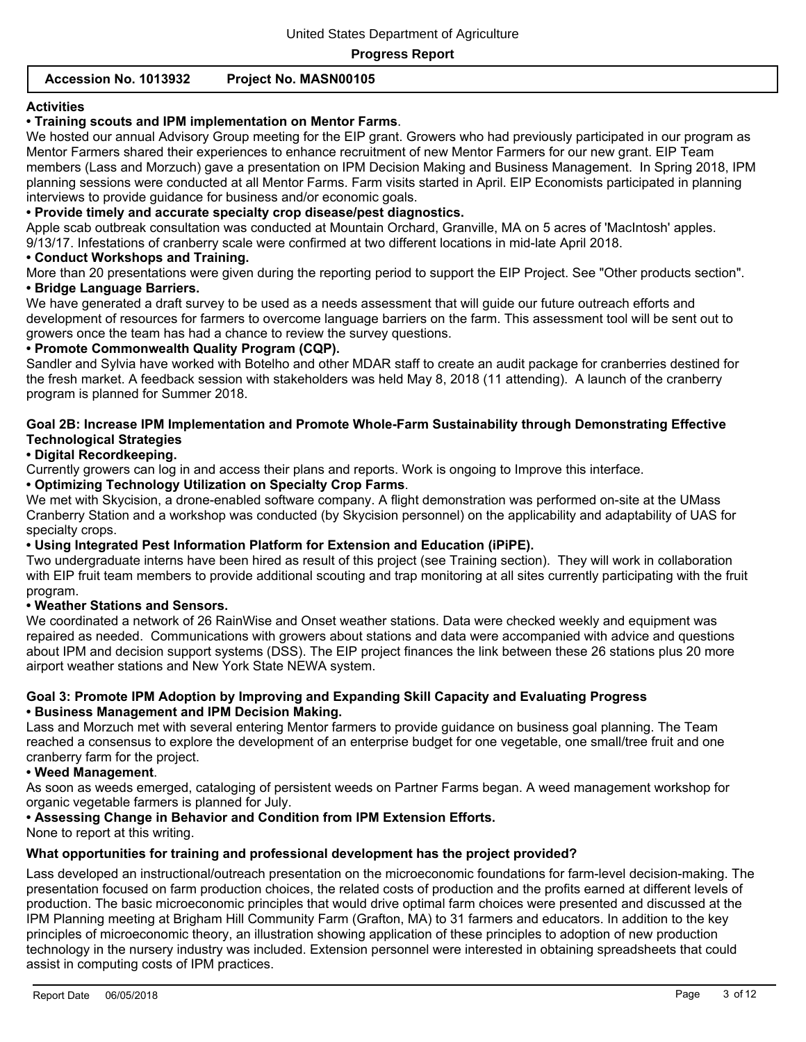**Activities**

**• Training scouts and IPM implementation on Mentor Farms**.

We hosted our annual Advisory Group meeting for the EIP grant. Growers who had previously participated in our program as Mentor Farmers shared their experiences to enhance recruitment of new Mentor Farmers for our new grant. EIP Team members (Lass and Morzuch) gave a presentation on IPM Decision Making and Business Management. In Spring 2018, IPM planning sessions were conducted at all Mentor Farms. Farm visits started in April. EIP Economists participated in planning interviews to provide guidance for business and/or economic goals.

**• Provide timely and accurate specialty crop disease/pest diagnostics.**

Apple scab outbreak consultation was conducted at Mountain Orchard, Granville, MA on 5 acres of 'MacIntosh' apples. 9/13/17. Infestations of cranberry scale were confirmed at two different locations in mid-late April 2018.

**• Conduct Workshops and Training.**

More than 20 presentations were given during the reporting period to support the EIP Project. See "Other products section".

**• Bridge Language Barriers.**

We have generated a draft survey to be used as a needs assessment that will guide our future outreach efforts and development of resources for farmers to overcome language barriers on the farm. This assessment tool will be sent out to growers once the team has had a chance to review the survey questions.

**• Promote Commonwealth Quality Program (CQP).**

Sandler and Sylvia have worked with Botelho and other MDAR staff to create an audit package for cranberries destined for the fresh market. A feedback session with stakeholders was held May 8, 2018 (11 attending). A launch of the cranberry program is planned for Summer 2018.

**Goal 2B: Increase IPM Implementation and Promote Whole-Farm Sustainability through Demonstrating Effective Technological Strategies**

**• Digital Recordkeeping.**

Currently growers can log in and access their plans and reports. Work is ongoing to Improve this interface.

**• Optimizing Technology Utilization on Specialty Crop Farms**.

We met with Skycision, a drone-enabled software company. A flight demonstration was performed on-site at the UMass Cranberry Station and a workshop was conducted (by Skycision personnel) on the applicability and adaptability of UAS for specialty crops.

**• Using Integrated Pest Information Platform for Extension and Education (iPiPE).**

Two undergraduate interns have been hired as result of this project (see Training section). They will work in collaboration with EIP fruit team members to provide additional scouting and trap monitoring at all sites currently participating with the fruit program.

**• Weather Stations and Sensors.**

We coordinated a network of 26 RainWise and Onset weather stations. Data were checked weekly and equipment was repaired as needed. Communications with growers about stations and data were accompanied with advice and questions about IPM and decision support systems (DSS). The EIP project finances the link between these 26 stations plus 20 more airport weather stations and New York State NEWA system.

**Goal 3: Promote IPM Adoption by Improving and Expanding Skill Capacity and Evaluating Progress**

**• Business Management and IPM Decision Making.**

Lass and Morzuch met with several entering Mentor farmers to provide guidance on business goal planning. The Team reached a consensus to explore the development of an enterprise budget for one vegetable, one small/tree fruit and one cranberry farm for the project.

**• Weed Management**.

As soon as weeds emerged, cataloging of persistent weeds on Partner Farms began. A weed management workshop for organic vegetable farmers is planned for July.

**• Assessing Change in Behavior and Condition from IPM Extension Efforts.**

None to report at this writing.

**What opportunities for training and professional development has the project provided?**

Lass developed an instructional/outreach presentation on the microeconomic foundations for farm-level decision-making. The presentation focused on farm production choices, the related costs of production and the profits earned at different levels of production. The basic microeconomic principles that would drive optimal farm choices were presented and discussed at the IPM Planning meeting at Brigham Hill Community Farm (Grafton, MA) to 31 farmers and educators. In addition to the key principles of microeconomic theory, an illustration showing application of these principles to adoption of new production technology in the nursery industry was included. Extension personnel were interested in obtaining spreadsheets that could assist in computing costs of IPM practices.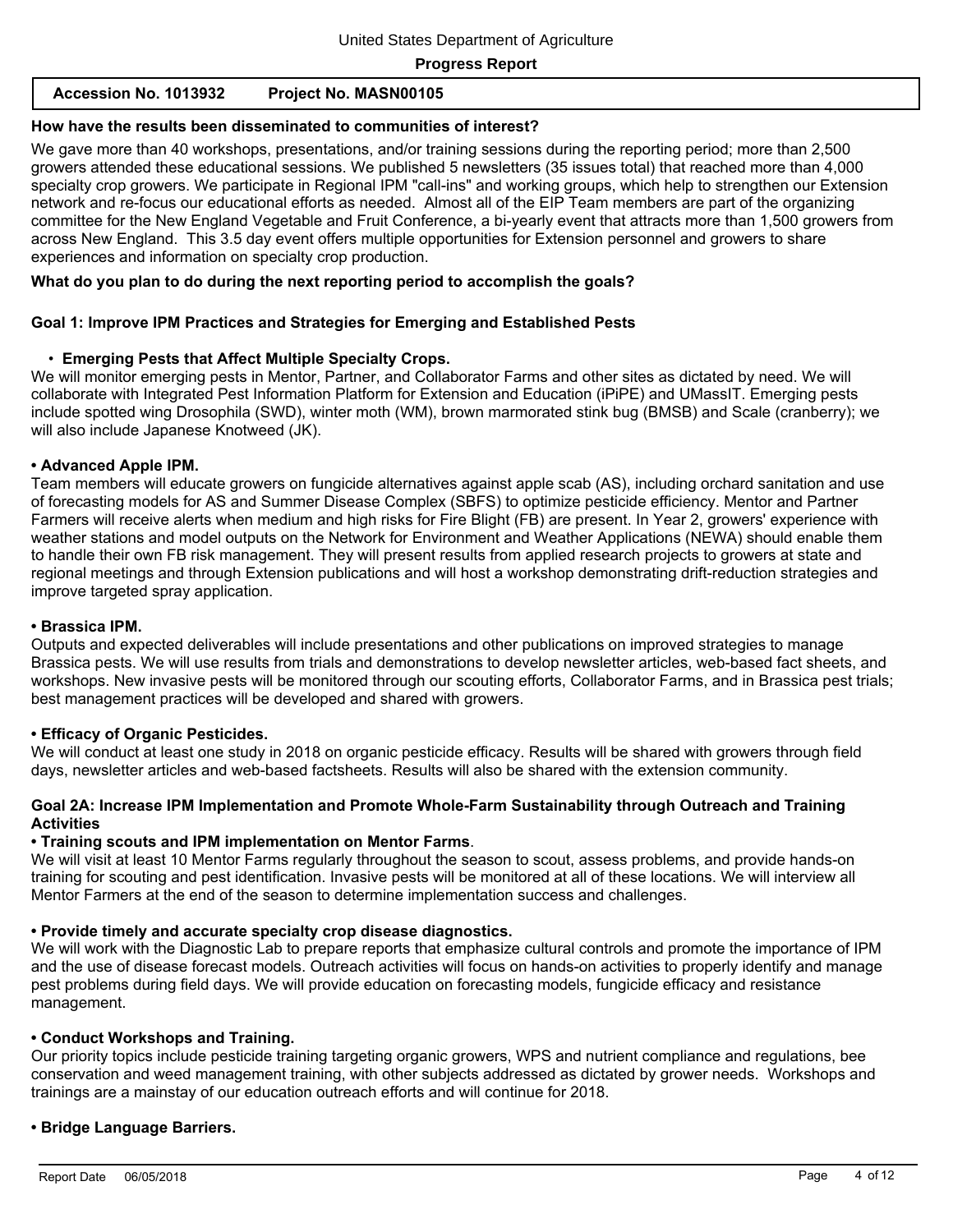**How have the results been disseminated to communities of interest?**

We gave more than 40 workshops, presentations, and/or training sessions during the reporting period; more than 2,500 growers attended these educational sessions. We published 5 newsletters (35 issues total) that reached more than 4,000 specialty crop growers. We participate in Regional IPM "call-ins" and working groups, which help to strengthen our Extension network and re-focus our educational efforts as needed. Almost all of the EIP Team members are part of the organizing committee for the New England Vegetable and Fruit Conference, a bi-yearly event that attracts more than 1,500 growers from across New England. This 3.5 day event offers multiple opportunities for Extension personnel and growers to share experiences and information on specialty crop production.

**What do you plan to do during the next reporting period to accomplish the goals?**

**Goal 1: Improve IPM Practices and Strategies for Emerging and Established Pests**

- **Emerging Pests that Affect Multiple Specialty Crops.**

We will monitor emerging pests in Mentor, Partner, and Collaborator Farms and other sites as dictated by need. We will collaborate with Integrated Pest Information Platform for Extension and Education (iPiPE) and UMassIT. Emerging pests include spotted wing Drosophila (SWD), winter moth (WM), brown marmorated stink bug (BMSB) and Scale (cranberry); we will also include Japanese Knotweed (JK).

**• Advanced Apple IPM.**

Team members will educate growers on fungicide alternatives against apple scab (AS), including orchard sanitation and use of forecasting models for AS and Summer Disease Complex (SBFS) to optimize pesticide efficiency. Mentor and Partner Farmers will receive alerts when medium and high risks for Fire Blight (FB) are present. In Year 2, growers' experience with weather stations and model outputs on the Network for Environment and Weather Applications (NEWA) should enable them to handle their own FB risk management. They will present results from applied research projects to growers at state and regional meetings and through Extension publications and will host a workshop demonstrating drift-reduction strategies and improve targeted spray application.

**• Brassica IPM.**

Outputs and expected deliverables will include presentations and other publications on improved strategies to manage Brassica pests. We will use results from trials and demonstrations to develop newsletter articles, web-based fact sheets, and workshops. New invasive pests will be monitored through our scouting efforts, Collaborator Farms, and in Brassica pest trials; best management practices will be developed and shared with growers.

**• Efficacy of Organic Pesticides.**

We will conduct at least one study in 2018 on organic pesticide efficacy. Results will be shared with growers through field days, newsletter articles and web-based factsheets. Results will also be shared with the extension community.

**Goal 2A: Increase IPM Implementation and Promote Whole-Farm Sustainability through Outreach and Training Activities**

**• Training scouts and IPM implementation on Mentor Farms**.

We will visit at least 10 Mentor Farms regularly throughout the season to scout, assess problems, and provide hands-on training for scouting and pest identification. Invasive pests will be monitored at all of these locations. We will interview all Mentor Farmers at the end of the season to determine implementation success and challenges.

**• Provide timely and accurate specialty crop disease diagnostics.**

We will work with the Diagnostic Lab to prepare reports that emphasize cultural controls and promote the importance of IPM and the use of disease forecast models. Outreach activities will focus on hands-on activities to properly identify and manage pest problems during field days. We will provide education on forecasting models, fungicide efficacy and resistance management.

**• Conduct Workshops and Training.**

Our priority topics include pesticide training targeting organic growers, WPS and nutrient compliance and regulations, bee conservation and weed management training, with other subjects addressed as dictated by grower needs. Workshops and trainings are a mainstay of our education outreach efforts and will continue for 2018.

**• Bridge Language Barriers.**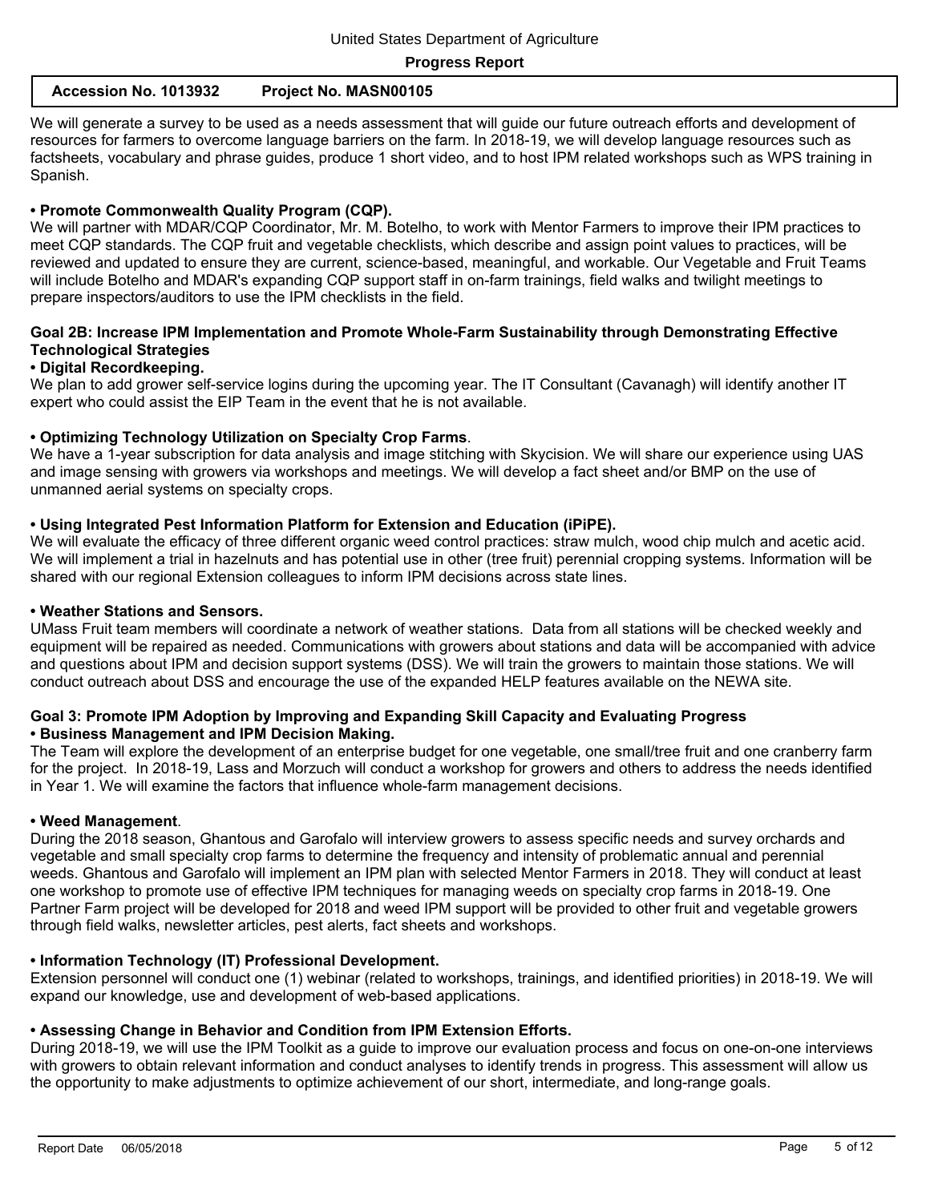We will generate a survey to be used as a needs assessment that will guide our future outreach efforts and development of resources for farmers to overcome language barriers on the farm. In 2018-19, we will develop language resources such as factsheets, vocabulary and phrase guides, produce 1 short video, and to host IPM related workshops such as WPS training in Spanish.

**• Promote Commonwealth Quality Program (CQP).**
We will partner with MDAR/CQP Coordinator, Mr. M. Botelho, to work with Mentor Farmers to improve their IPM practices to meet CQP standards. The CQP fruit and vegetable checklists, which describe and assign point values to practices, will be reviewed and updated to ensure they are current, science-based, meaningful, and workable. Our Vegetable and Fruit Teams will include Botelho and MDAR's expanding CQP support staff in on-farm trainings, field walks and twilight meetings to prepare inspectors/auditors to use the IPM checklists in the field.

## Goal 2B: Increase IPM Implementation and Promote Whole-Farm Sustainability through Demonstrating Effective Technological Strategies

**• Digital Recordkeeping.**
We plan to add grower self-service logins during the upcoming year. The IT Consultant (Cavanagh) will identify another IT expert who could assist the EIP Team in the event that he is not available.

**• Optimizing Technology Utilization on Specialty Crop Farms**.
We have a 1-year subscription for data analysis and image stitching with Skycision. We will share our experience using UAS and image sensing with growers via workshops and meetings. We will develop a fact sheet and/or BMP on the use of unmanned aerial systems on specialty crops.

**• Using Integrated Pest Information Platform for Extension and Education (iPiPE).**
We will evaluate the efficacy of three different organic weed control practices: straw mulch, wood chip mulch and acetic acid. We will implement a trial in hazelnuts and has potential use in other (tree fruit) perennial cropping systems. Information will be shared with our regional Extension colleagues to inform IPM decisions across state lines.

**• Weather Stations and Sensors.**
UMass Fruit team members will coordinate a network of weather stations. Data from all stations will be checked weekly and equipment will be repaired as needed. Communications with growers about stations and data will be accompanied with advice and questions about IPM and decision support systems (DSS). We will train the growers to maintain those stations. We will conduct outreach about DSS and encourage the use of the expanded HELP features available on the NEWA site.

## Goal 3: Promote IPM Adoption by Improving and Expanding Skill Capacity and Evaluating Progress

**• Business Management and IPM Decision Making.**
The Team will explore the development of an enterprise budget for one vegetable, one small/tree fruit and one cranberry farm for the project. In 2018-19, Lass and Morzuch will conduct a workshop for growers and others to address the needs identified in Year 1. We will examine the factors that influence whole-farm management decisions.

**• Weed Management**.
During the 2018 season, Ghantous and Garofalo will interview growers to assess specific needs and survey orchards and vegetable and small specialty crop farms to determine the frequency and intensity of problematic annual and perennial weeds. Ghantous and Garofalo will implement an IPM plan with selected Mentor Farmers in 2018. They will conduct at least one workshop to promote use of effective IPM techniques for managing weeds on specialty crop farms in 2018-19. One Partner Farm project will be developed for 2018 and weed IPM support will be provided to other fruit and vegetable growers through field walks, newsletter articles, pest alerts, fact sheets and workshops.

**• Information Technology (IT) Professional Development.**
Extension personnel will conduct one (1) webinar (related to workshops, trainings, and identified priorities) in 2018-19. We will expand our knowledge, use and development of web-based applications.

**• Assessing Change in Behavior and Condition from IPM Extension Efforts.**
During 2018-19, we will use the IPM Toolkit as a guide to improve our evaluation process and focus on one-on-one interviews with growers to obtain relevant information and conduct analyses to identify trends in progress. This assessment will allow us the opportunity to make adjustments to optimize achievement of our short, intermediate, and long-range goals.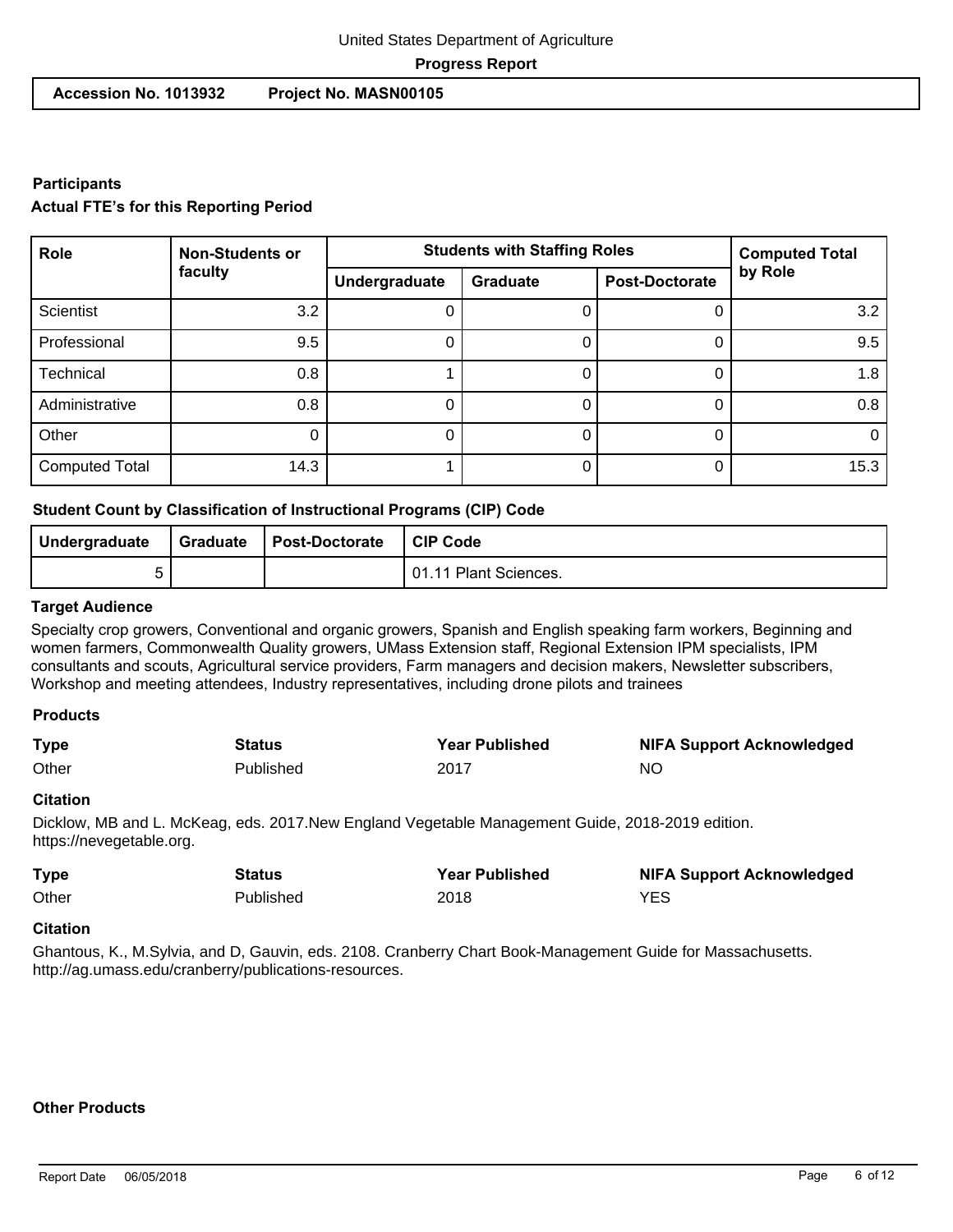**Accession No. 1013932 Project No. MASN00105**

## Participants

### Actual FTE's for this Reporting Period

| Role | Non-Students or faculty | Students with Staffing Roles | | | Computed Total by Role |
|---|---|---|---|---|---|
| | | Undergraduate | Graduate | Post-Doctorate | |
| Scientist | 3.2 | 0 | 0 | 0 | 3.2 |
| Professional | 9.5 | 0 | 0 | 0 | 9.5 |
| Technical | 0.8 | 1 | 0 | 0 | 1.8 |
| Administrative | 0.8 | 0 | 0 | 0 | 0.8 |
| Other | 0 | 0 | 0 | 0 | 0 |
| Computed Total | 14.3 | 1 | 0 | 0 | 15.3 |

### Student Count by Classification of Instructional Programs (CIP) Code

| Undergraduate | Graduate | Post-Doctorate | CIP Code |
|---|---|---|---|
| 5 | | | 01.11 Plant Sciences. |

### Target Audience

Specialty crop growers, Conventional and organic growers, Spanish and English speaking farm workers, Beginning and women farmers, Commonwealth Quality growers, UMass Extension staff, Regional Extension IPM specialists, IPM consultants and scouts, Agricultural service providers, Farm managers and decision makers, Newsletter subscribers, Workshop and meeting attendees, Industry representatives, including drone pilots and trainees

### Products

| Type | Status | Year Published | NIFA Support Acknowledged |
|---|---|---|---|
| Other | Published | 2017 | NO |

**Citation**

Dicklow, MB and L. McKeag, eds. 2017.New England Vegetable Management Guide, 2018-2019 edition. https://nevegetable.org.

| Type | Status | Year Published | NIFA Support Acknowledged |
|---|---|---|---|
| Other | Published | 2018 | YES |

**Citation**

Ghantous, K., M.Sylvia, and D, Gauvin, eds. 2108. Cranberry Chart Book-Management Guide for Massachusetts. http://ag.umass.edu/cranberry/publications-resources.

### Other Products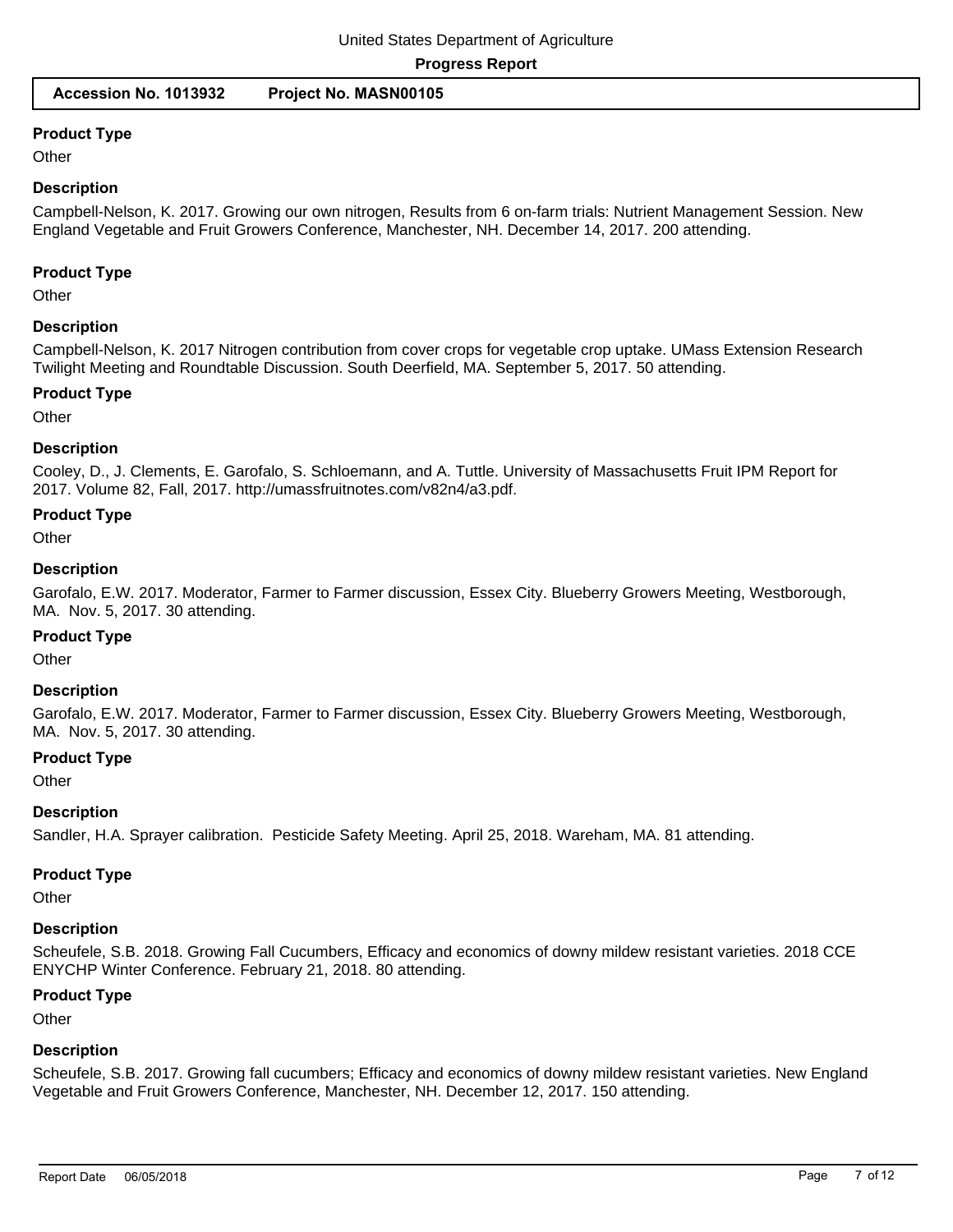#### Product Type

Other

#### Description

Campbell-Nelson, K. 2017. Growing our own nitrogen, Results from 6 on-farm trials: Nutrient Management Session. New England Vegetable and Fruit Growers Conference, Manchester, NH. December 14, 2017. 200 attending.

#### Product Type

Other

#### Description

Campbell-Nelson, K. 2017 Nitrogen contribution from cover crops for vegetable crop uptake. UMass Extension Research Twilight Meeting and Roundtable Discussion. South Deerfield, MA. September 5, 2017. 50 attending.

#### Product Type

Other

#### Description

Cooley, D., J. Clements, E. Garofalo, S. Schloemann, and A. Tuttle. University of Massachusetts Fruit IPM Report for 2017. Volume 82, Fall, 2017. http://umassfruitnotes.com/v82n4/a3.pdf.

#### Product Type

Other

#### Description

Garofalo, E.W. 2017. Moderator, Farmer to Farmer discussion, Essex City. Blueberry Growers Meeting, Westborough, MA. Nov. 5, 2017. 30 attending.

#### Product Type

Other

#### Description

Garofalo, E.W. 2017. Moderator, Farmer to Farmer discussion, Essex City. Blueberry Growers Meeting, Westborough, MA. Nov. 5, 2017. 30 attending.

#### Product Type

Other

#### Description

Sandler, H.A. Sprayer calibration. Pesticide Safety Meeting. April 25, 2018. Wareham, MA. 81 attending.

#### Product Type

Other

#### Description

Scheufele, S.B. 2018. Growing Fall Cucumbers, Efficacy and economics of downy mildew resistant varieties. 2018 CCE ENYCHP Winter Conference. February 21, 2018. 80 attending.

#### Product Type

Other

#### Description

Scheufele, S.B. 2017. Growing fall cucumbers; Efficacy and economics of downy mildew resistant varieties. New England Vegetable and Fruit Growers Conference, Manchester, NH. December 12, 2017. 150 attending.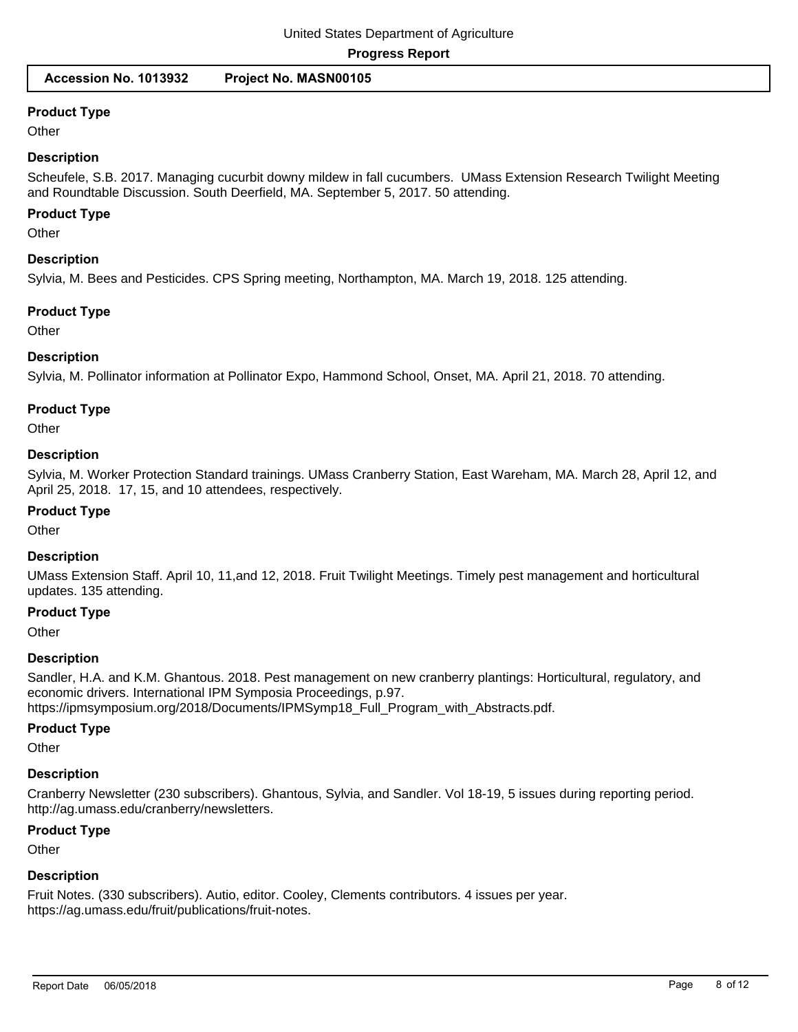**Accession No. 1013932 Project No. MASN00105**

### Product Type

Other

### Description

Scheufele, S.B. 2017. Managing cucurbit downy mildew in fall cucumbers. UMass Extension Research Twilight Meeting and Roundtable Discussion. South Deerfield, MA. September 5, 2017. 50 attending.

### Product Type

Other

### Description

Sylvia, M. Bees and Pesticides. CPS Spring meeting, Northampton, MA. March 19, 2018. 125 attending.

### Product Type

Other

### Description

Sylvia, M. Pollinator information at Pollinator Expo, Hammond School, Onset, MA. April 21, 2018. 70 attending.

### Product Type

Other

### Description

Sylvia, M. Worker Protection Standard trainings. UMass Cranberry Station, East Wareham, MA. March 28, April 12, and April 25, 2018. 17, 15, and 10 attendees, respectively.

### Product Type

Other

### Description

UMass Extension Staff. April 10, 11,and 12, 2018. Fruit Twilight Meetings. Timely pest management and horticultural updates. 135 attending.

### Product Type

Other

### Description

Sandler, H.A. and K.M. Ghantous. 2018. Pest management on new cranberry plantings: Horticultural, regulatory, and economic drivers. International IPM Symposia Proceedings, p.97. https://ipmsymposium.org/2018/Documents/IPMSymp18_Full_Program_with_Abstracts.pdf.

### Product Type

Other

### Description

Cranberry Newsletter (230 subscribers). Ghantous, Sylvia, and Sandler. Vol 18-19, 5 issues during reporting period. http://ag.umass.edu/cranberry/newsletters.

### Product Type

Other

### Description

Fruit Notes. (330 subscribers). Autio, editor. Cooley, Clements contributors. 4 issues per year. https://ag.umass.edu/fruit/publications/fruit-notes.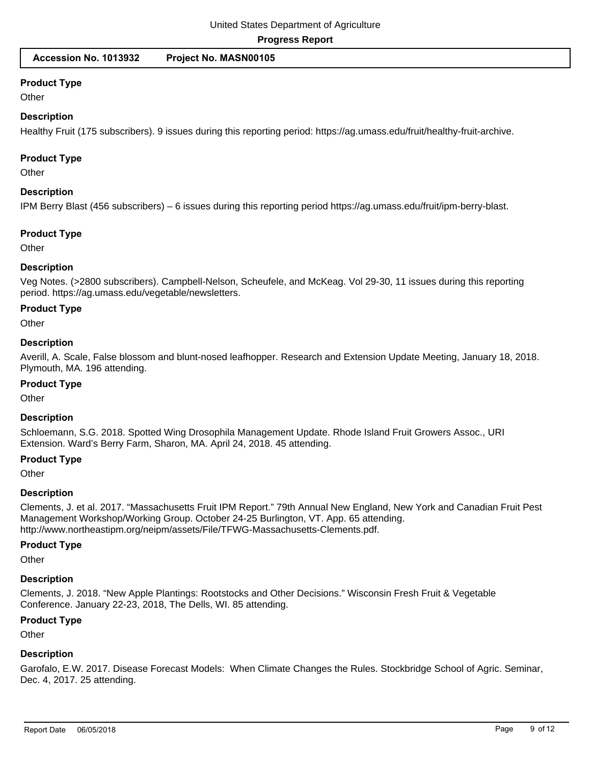**Accession No. 1013932 Project No. MASN00105**

**Product Type**

Other

**Description**

Healthy Fruit (175 subscribers). 9 issues during this reporting period: https://ag.umass.edu/fruit/healthy-fruit-archive.

**Product Type**

Other

**Description**

IPM Berry Blast (456 subscribers) – 6 issues during this reporting period https://ag.umass.edu/fruit/ipm-berry-blast.

**Product Type**

Other

**Description**

Veg Notes. (>2800 subscribers). Campbell-Nelson, Scheufele, and McKeag. Vol 29-30, 11 issues during this reporting period. https://ag.umass.edu/vegetable/newsletters.

**Product Type**

Other

**Description**

Averill, A. Scale, False blossom and blunt-nosed leafhopper. Research and Extension Update Meeting, January 18, 2018. Plymouth, MA. 196 attending.

**Product Type**

Other

**Description**

Schloemann, S.G. 2018. Spotted Wing Drosophila Management Update. Rhode Island Fruit Growers Assoc., URI Extension. Ward's Berry Farm, Sharon, MA. April 24, 2018. 45 attending.

**Product Type**

Other

**Description**

Clements, J. et al. 2017. "Massachusetts Fruit IPM Report." 79th Annual New England, New York and Canadian Fruit Pest Management Workshop/Working Group. October 24-25 Burlington, VT. App. 65 attending. http://www.northeastipm.org/neipm/assets/File/TFWG-Massachusetts-Clements.pdf.

**Product Type**

Other

**Description**

Clements, J. 2018. "New Apple Plantings: Rootstocks and Other Decisions." Wisconsin Fresh Fruit & Vegetable Conference. January 22-23, 2018, The Dells, WI. 85 attending.

**Product Type**

Other

**Description**

Garofalo, E.W. 2017. Disease Forecast Models: When Climate Changes the Rules. Stockbridge School of Agric. Seminar, Dec. 4, 2017. 25 attending.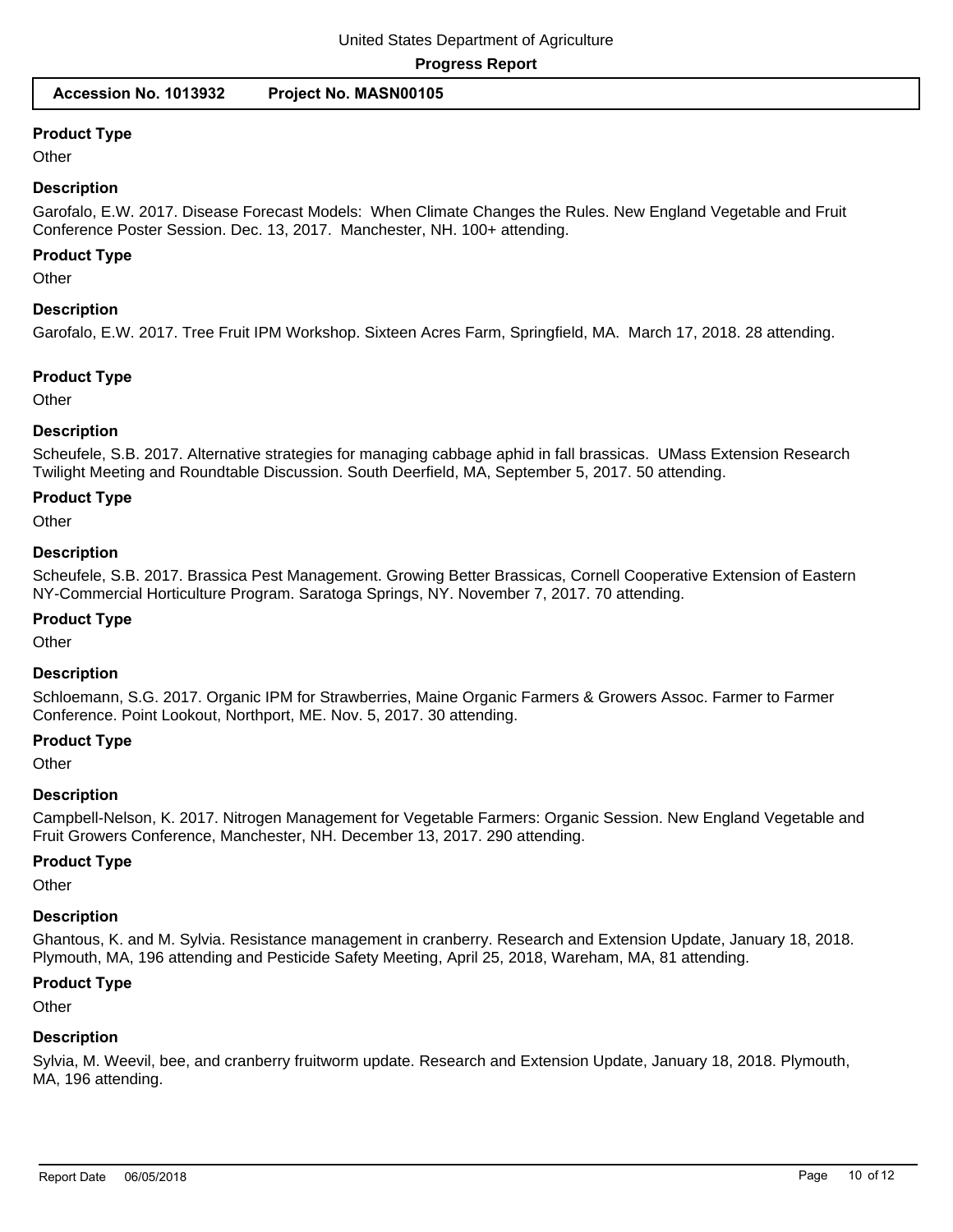**Product Type**

Other

**Description**

Garofalo, E.W. 2017. Disease Forecast Models: When Climate Changes the Rules. New England Vegetable and Fruit Conference Poster Session. Dec. 13, 2017. Manchester, NH. 100+ attending.

**Product Type**

Other

**Description**

Garofalo, E.W. 2017. Tree Fruit IPM Workshop. Sixteen Acres Farm, Springfield, MA. March 17, 2018. 28 attending.

**Product Type**

Other

**Description**

Scheufele, S.B. 2017. Alternative strategies for managing cabbage aphid in fall brassicas. UMass Extension Research Twilight Meeting and Roundtable Discussion. South Deerfield, MA, September 5, 2017. 50 attending.

**Product Type**

Other

**Description**

Scheufele, S.B. 2017. Brassica Pest Management. Growing Better Brassicas, Cornell Cooperative Extension of Eastern NY-Commercial Horticulture Program. Saratoga Springs, NY. November 7, 2017. 70 attending.

**Product Type**

Other

**Description**

Schloemann, S.G. 2017. Organic IPM for Strawberries, Maine Organic Farmers & Growers Assoc. Farmer to Farmer Conference. Point Lookout, Northport, ME. Nov. 5, 2017. 30 attending.

**Product Type**

Other

**Description**

Campbell-Nelson, K. 2017. Nitrogen Management for Vegetable Farmers: Organic Session. New England Vegetable and Fruit Growers Conference, Manchester, NH. December 13, 2017. 290 attending.

**Product Type**

Other

**Description**

Ghantous, K. and M. Sylvia. Resistance management in cranberry. Research and Extension Update, January 18, 2018. Plymouth, MA, 196 attending and Pesticide Safety Meeting, April 25, 2018, Wareham, MA, 81 attending.

**Product Type**

Other

**Description**

Sylvia, M. Weevil, bee, and cranberry fruitworm update. Research and Extension Update, January 18, 2018. Plymouth, MA, 196 attending.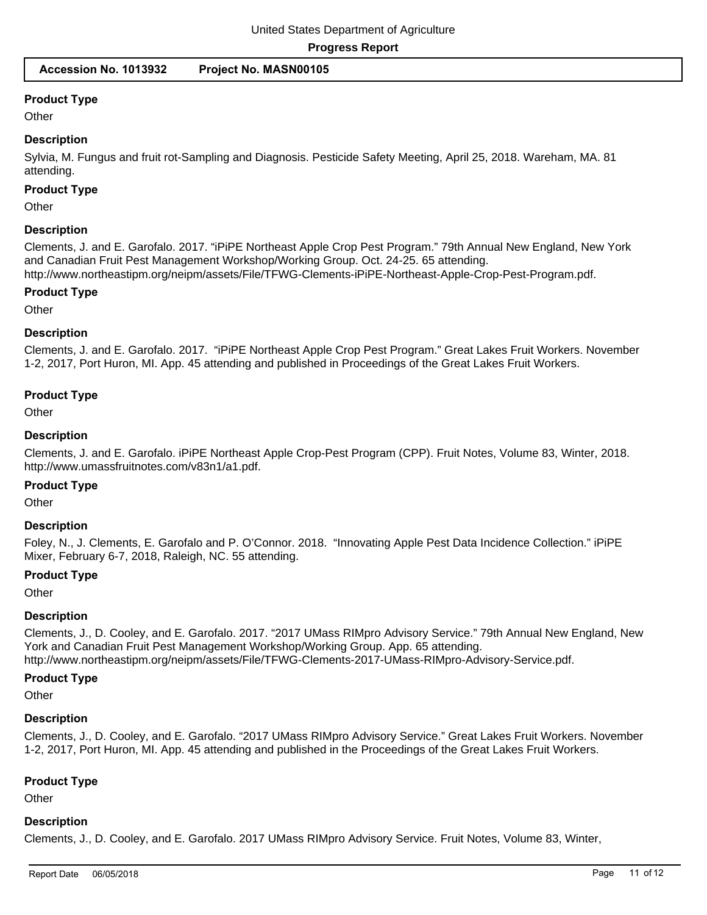**Product Type**

Other

**Description**

Sylvia, M. Fungus and fruit rot-Sampling and Diagnosis. Pesticide Safety Meeting, April 25, 2018. Wareham, MA. 81 attending.

**Product Type**

Other

**Description**

Clements, J. and E. Garofalo. 2017. "iPiPE Northeast Apple Crop Pest Program." 79th Annual New England, New York and Canadian Fruit Pest Management Workshop/Working Group. Oct. 24-25. 65 attending. http://www.northeastipm.org/neipm/assets/File/TFWG-Clements-iPiPE-Northeast-Apple-Crop-Pest-Program.pdf.

**Product Type**

Other

**Description**

Clements, J. and E. Garofalo. 2017. "iPiPE Northeast Apple Crop Pest Program." Great Lakes Fruit Workers. November 1-2, 2017, Port Huron, MI. App. 45 attending and published in Proceedings of the Great Lakes Fruit Workers.

**Product Type**

Other

**Description**

Clements, J. and E. Garofalo. iPiPE Northeast Apple Crop-Pest Program (CPP). Fruit Notes, Volume 83, Winter, 2018. http://www.umassfruitnotes.com/v83n1/a1.pdf.

**Product Type**

Other

**Description**

Foley, N., J. Clements, E. Garofalo and P. O'Connor. 2018. "Innovating Apple Pest Data Incidence Collection." iPiPE Mixer, February 6-7, 2018, Raleigh, NC. 55 attending.

**Product Type**

Other

**Description**

Clements, J., D. Cooley, and E. Garofalo. 2017. "2017 UMass RIMpro Advisory Service." 79th Annual New England, New York and Canadian Fruit Pest Management Workshop/Working Group. App. 65 attending. http://www.northeastipm.org/neipm/assets/File/TFWG-Clements-2017-UMass-RIMpro-Advisory-Service.pdf.

**Product Type**

Other

**Description**

Clements, J., D. Cooley, and E. Garofalo. "2017 UMass RIMpro Advisory Service." Great Lakes Fruit Workers. November 1-2, 2017, Port Huron, MI. App. 45 attending and published in the Proceedings of the Great Lakes Fruit Workers.

**Product Type**

Other

**Description**

Clements, J., D. Cooley, and E. Garofalo. 2017 UMass RIMpro Advisory Service. Fruit Notes, Volume 83, Winter,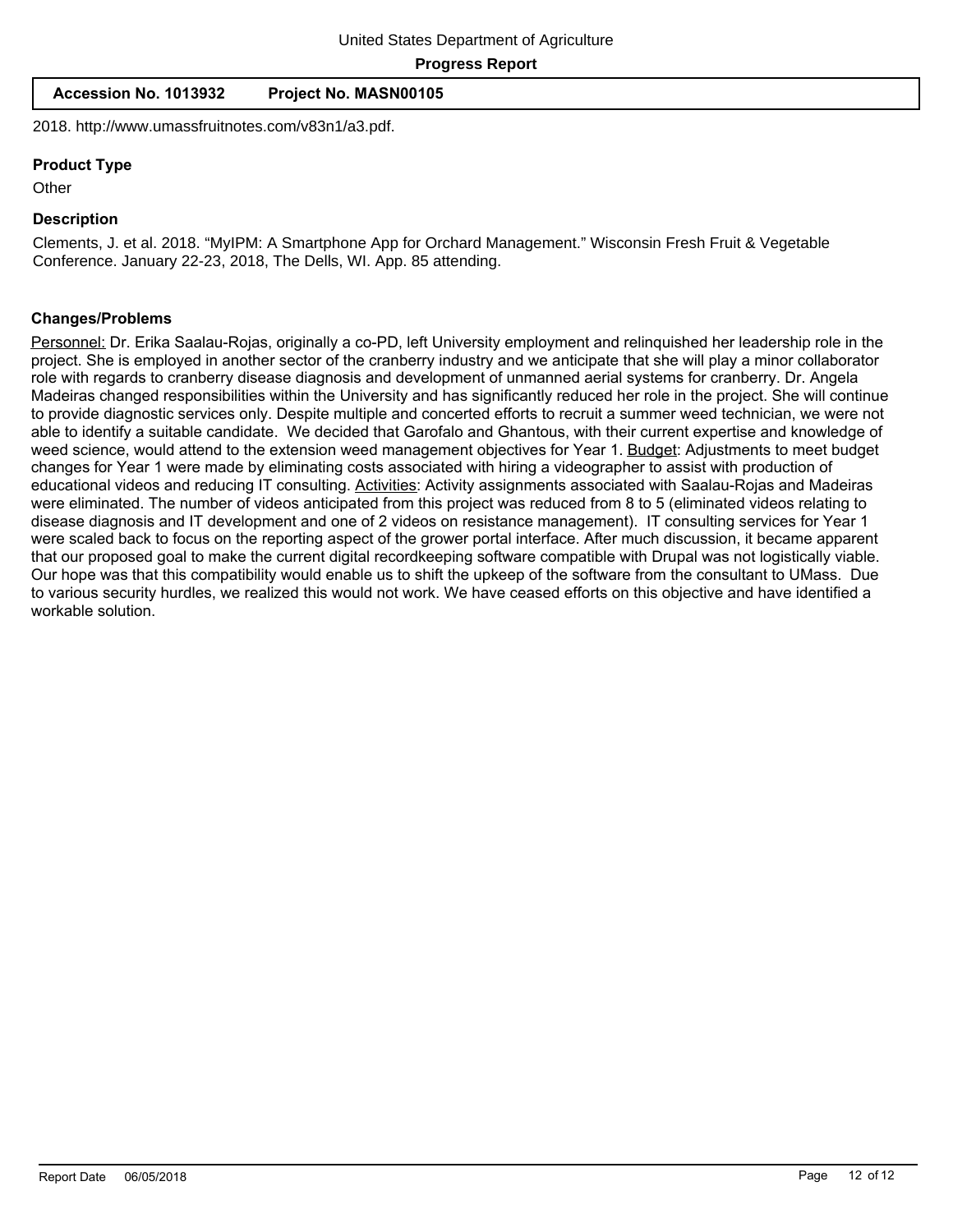2018. http://www.umassfruitnotes.com/v83n1/a3.pdf.

**Product Type**

Other

**Description**

Clements, J. et al. 2018. "MyIPM: A Smartphone App for Orchard Management." Wisconsin Fresh Fruit & Vegetable Conference. January 22-23, 2018, The Dells, WI. App. 85 attending.

**Changes/Problems**

Personnel: Dr. Erika Saalau-Rojas, originally a co-PD, left University employment and relinquished her leadership role in the project. She is employed in another sector of the cranberry industry and we anticipate that she will play a minor collaborator role with regards to cranberry disease diagnosis and development of unmanned aerial systems for cranberry. Dr. Angela Madeiras changed responsibilities within the University and has significantly reduced her role in the project. She will continue to provide diagnostic services only. Despite multiple and concerted efforts to recruit a summer weed technician, we were not able to identify a suitable candidate. We decided that Garofalo and Ghantous, with their current expertise and knowledge of weed science, would attend to the extension weed management objectives for Year 1. Budget: Adjustments to meet budget changes for Year 1 were made by eliminating costs associated with hiring a videographer to assist with production of educational videos and reducing IT consulting. Activities: Activity assignments associated with Saalau-Rojas and Madeiras were eliminated. The number of videos anticipated from this project was reduced from 8 to 5 (eliminated videos relating to disease diagnosis and IT development and one of 2 videos on resistance management). IT consulting services for Year 1 were scaled back to focus on the reporting aspect of the grower portal interface. After much discussion, it became apparent that our proposed goal to make the current digital recordkeeping software compatible with Drupal was not logistically viable. Our hope was that this compatibility would enable us to shift the upkeep of the software from the consultant to UMass. Due to various security hurdles, we realized this would not work. We have ceased efforts on this objective and have identified a workable solution.